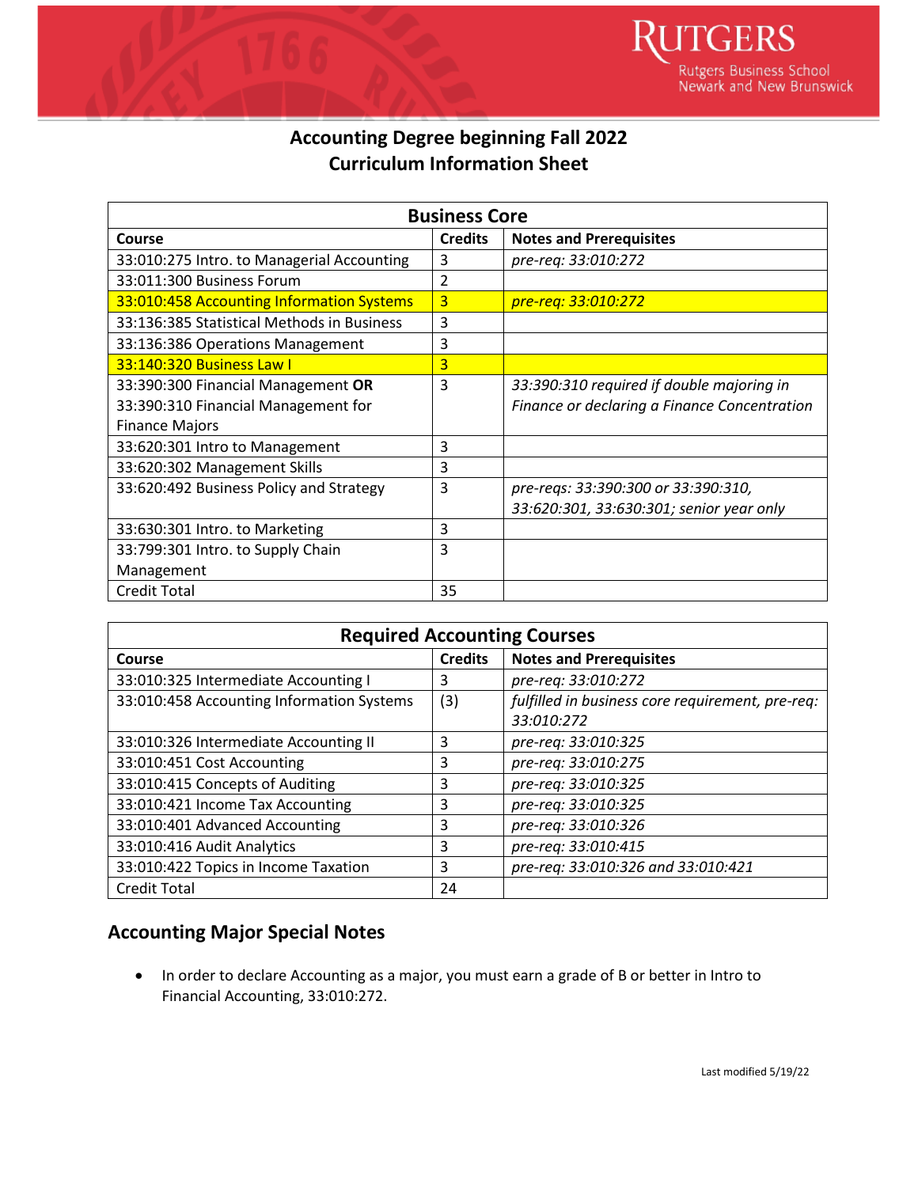# Accounting Degree beginning Fall 2022
## Curriculum Information Sheet

| Business Core | | |
|---|---|---|
| **Course** | **Credits** | **Notes and Prerequisites** |
| 33:010:275 Intro. to Managerial Accounting | 3 | *pre-req: 33:010:272* |
| 33:011:300 Business Forum | 2 | |
| 33:010:458 Accounting Information Systems | 3 | *pre-req: 33:010:272* |
| 33:136:385 Statistical Methods in Business | 3 | |
| 33:136:386 Operations Management | 3 | |
| 33:140:320 Business Law I | 3 | |
| 33:390:300 Financial Management **OR** 33:390:310 Financial Management for Finance Majors | 3 | *33:390:310 required if double majoring in Finance or declaring a Finance Concentration* |
| 33:620:301 Intro to Management | 3 | |
| 33:620:302 Management Skills | 3 | |
| 33:620:492 Business Policy and Strategy | 3 | *pre-reqs: 33:390:300 or 33:390:310, 33:620:301, 33:630:301; senior year only* |
| 33:630:301 Intro. to Marketing | 3 | |
| 33:799:301 Intro. to Supply Chain Management | 3 | |
| Credit Total | 35 | |

| Required Accounting Courses | | |
|---|---|---|
| **Course** | **Credits** | **Notes and Prerequisites** |
| 33:010:325 Intermediate Accounting I | 3 | *pre-req: 33:010:272* |
| 33:010:458 Accounting Information Systems | (3) | *fulfilled in business core requirement, pre-req: 33:010:272* |
| 33:010:326 Intermediate Accounting II | 3 | *pre-req: 33:010:325* |
| 33:010:451 Cost Accounting | 3 | *pre-req: 33:010:275* |
| 33:010:415 Concepts of Auditing | 3 | *pre-req: 33:010:325* |
| 33:010:421 Income Tax Accounting | 3 | *pre-req: 33:010:325* |
| 33:010:401 Advanced Accounting | 3 | *pre-req: 33:010:326* |
| 33:010:416 Audit Analytics | 3 | *pre-req: 33:010:415* |
| 33:010:422 Topics in Income Taxation | 3 | *pre-req: 33:010:326 and 33:010:421* |
| Credit Total | 24 | |

## Accounting Major Special Notes

- In order to declare Accounting as a major, you must earn a grade of B or better in Intro to Financial Accounting, 33:010:272.

Last modified 5/19/22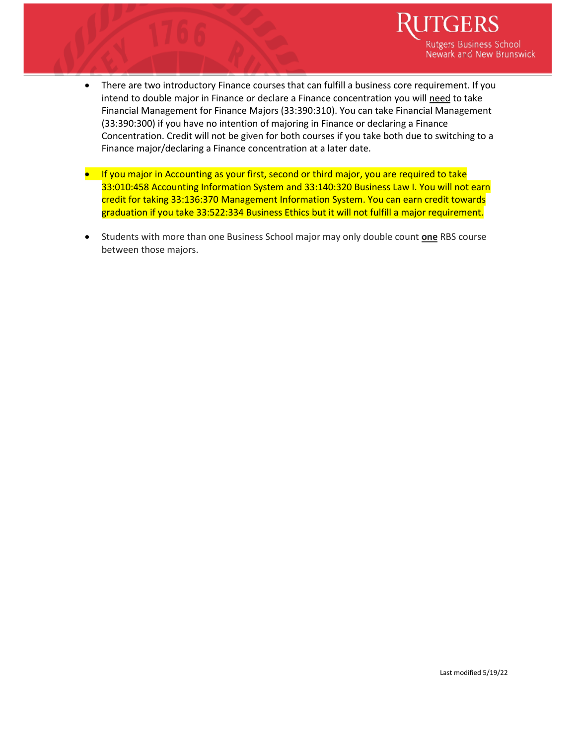- There are two introductory Finance courses that can fulfill a business core requirement. If you intend to double major in Finance or declare a Finance concentration you will <u>need</u> to take Financial Management for Finance Majors (33:390:310). You can take Financial Management (33:390:300) if you have no intention of majoring in Finance or declaring a Finance Concentration. Credit will not be given for both courses if you take both due to switching to a Finance major/declaring a Finance concentration at a later date.

- If you major in Accounting as your first, second or third major, you are required to take 33:010:458 Accounting Information System and 33:140:320 Business Law I. You will not earn credit for taking 33:136:370 Management Information System. You can earn credit towards graduation if you take 33:522:334 Business Ethics but it will not fulfill a major requirement.

- Students with more than one Business School major may only double count **<u>one</u>** RBS course between those majors.

Last modified 5/19/22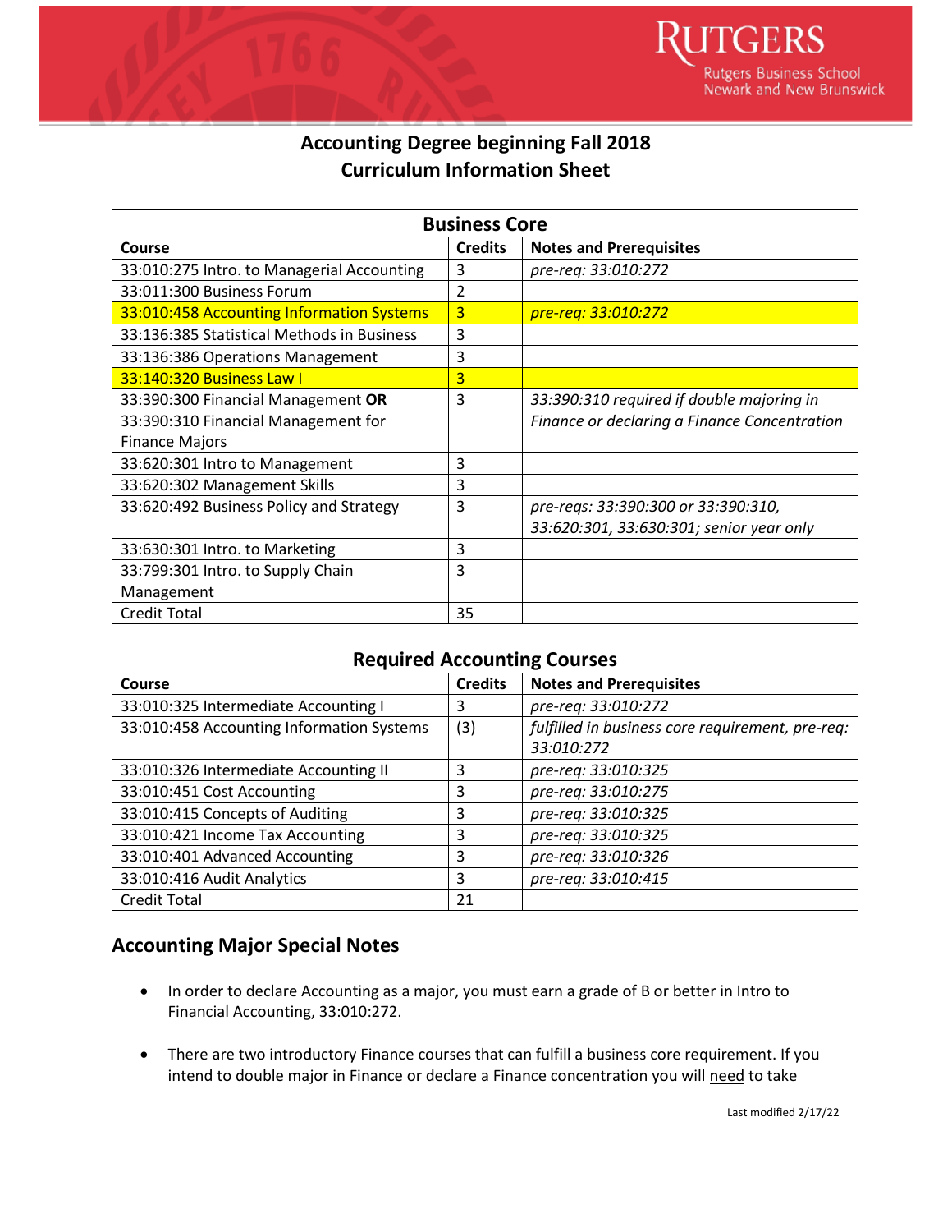# Accounting Degree beginning Fall 2018
## Curriculum Information Sheet

| Business Core | | |
|---|---|---|
| **Course** | **Credits** | **Notes and Prerequisites** |
| 33:010:275 Intro. to Managerial Accounting | 3 | *pre-req: 33:010:272* |
| 33:011:300 Business Forum | 2 | |
| 33:010:458 Accounting Information Systems | 3 | *pre-req: 33:010:272* |
| 33:136:385 Statistical Methods in Business | 3 | |
| 33:136:386 Operations Management | 3 | |
| 33:140:320 Business Law I | 3 | |
| 33:390:300 Financial Management **OR** 33:390:310 Financial Management for Finance Majors | 3 | *33:390:310 required if double majoring in Finance or declaring a Finance Concentration* |
| 33:620:301 Intro to Management | 3 | |
| 33:620:302 Management Skills | 3 | |
| 33:620:492 Business Policy and Strategy | 3 | *pre-reqs: 33:390:300 or 33:390:310, 33:620:301, 33:630:301; senior year only* |
| 33:630:301 Intro. to Marketing | 3 | |
| 33:799:301 Intro. to Supply Chain Management | 3 | |
| Credit Total | 35 | |

| Required Accounting Courses | | |
|---|---|---|
| **Course** | **Credits** | **Notes and Prerequisites** |
| 33:010:325 Intermediate Accounting I | 3 | *pre-req: 33:010:272* |
| 33:010:458 Accounting Information Systems | (3) | *fulfilled in business core requirement, pre-req: 33:010:272* |
| 33:010:326 Intermediate Accounting II | 3 | *pre-req: 33:010:325* |
| 33:010:451 Cost Accounting | 3 | *pre-req: 33:010:275* |
| 33:010:415 Concepts of Auditing | 3 | *pre-req: 33:010:325* |
| 33:010:421 Income Tax Accounting | 3 | *pre-req: 33:010:325* |
| 33:010:401 Advanced Accounting | 3 | *pre-req: 33:010:326* |
| 33:010:416 Audit Analytics | 3 | *pre-req: 33:010:415* |
| Credit Total | 21 | |

## Accounting Major Special Notes

- In order to declare Accounting as a major, you must earn a grade of B or better in Intro to Financial Accounting, 33:010:272.
- There are two introductory Finance courses that can fulfill a business core requirement. If you intend to double major in Finance or declare a Finance concentration you will need to take

Last modified 2/17/22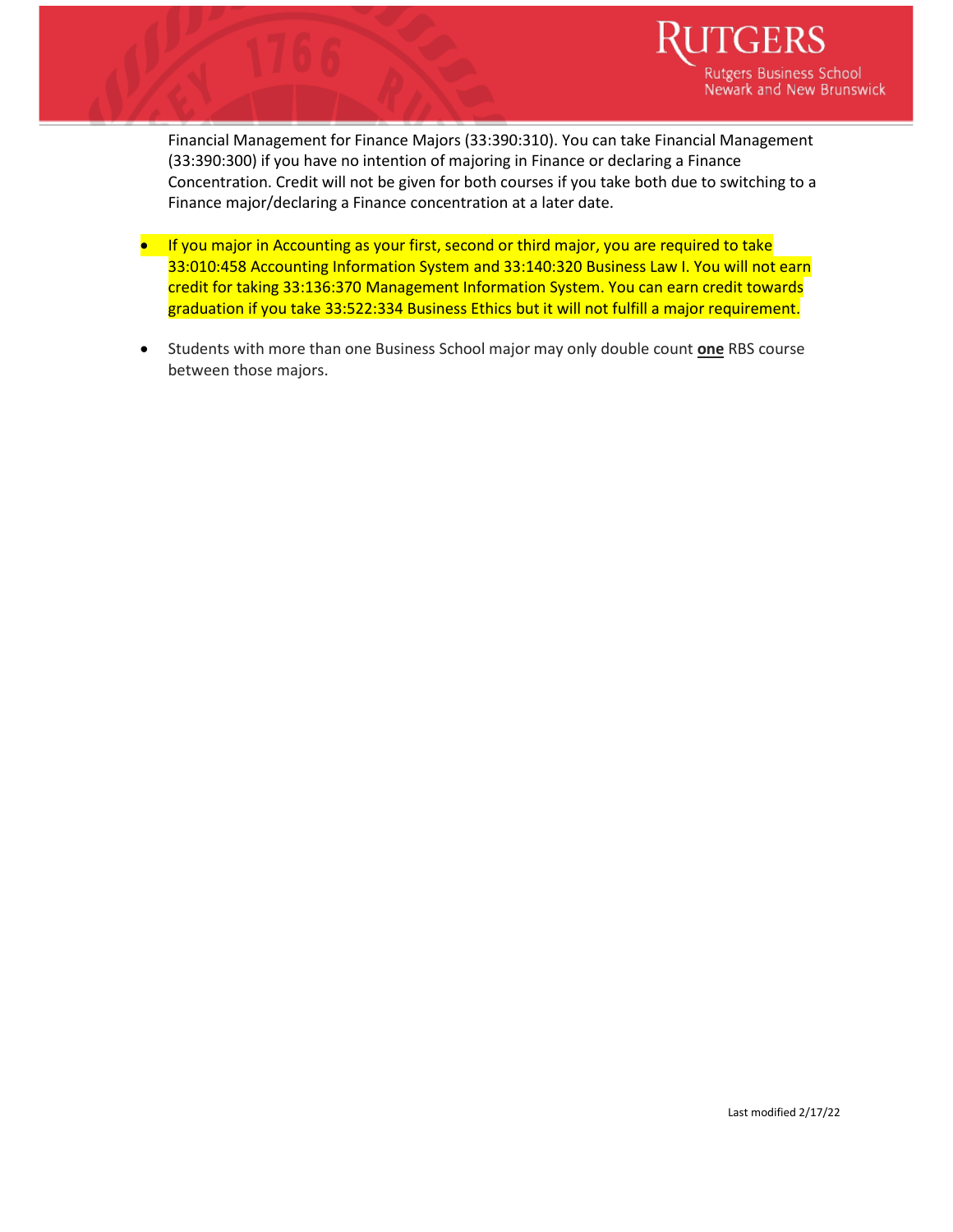Financial Management for Finance Majors (33:390:310). You can take Financial Management (33:390:300) if you have no intention of majoring in Finance or declaring a Finance Concentration. Credit will not be given for both courses if you take both due to switching to a Finance major/declaring a Finance concentration at a later date.

- If you major in Accounting as your first, second or third major, you are required to take 33:010:458 Accounting Information System and 33:140:320 Business Law I. You will not earn credit for taking 33:136:370 Management Information System. You can earn credit towards graduation if you take 33:522:334 Business Ethics but it will not fulfill a major requirement.

- Students with more than one Business School major may only double count **one** RBS course between those majors.

Last modified 2/17/22